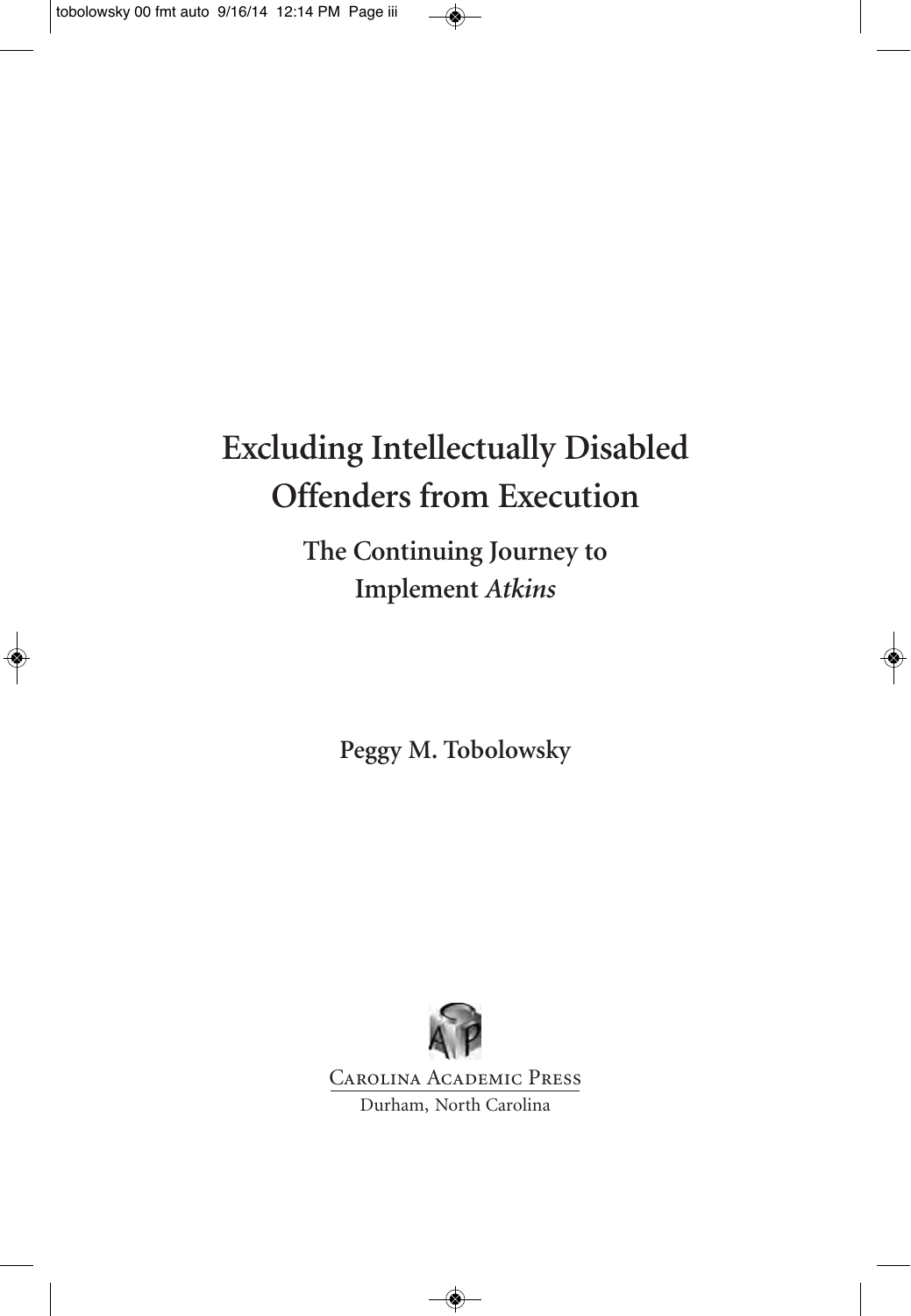# Excluding Intellectually Disabled Offenders from Execution

## The Continuing Journey to Implement *Atkins*

**Peggy M. Tobolowsky**

Carolina Academic Press
Durham, North Carolina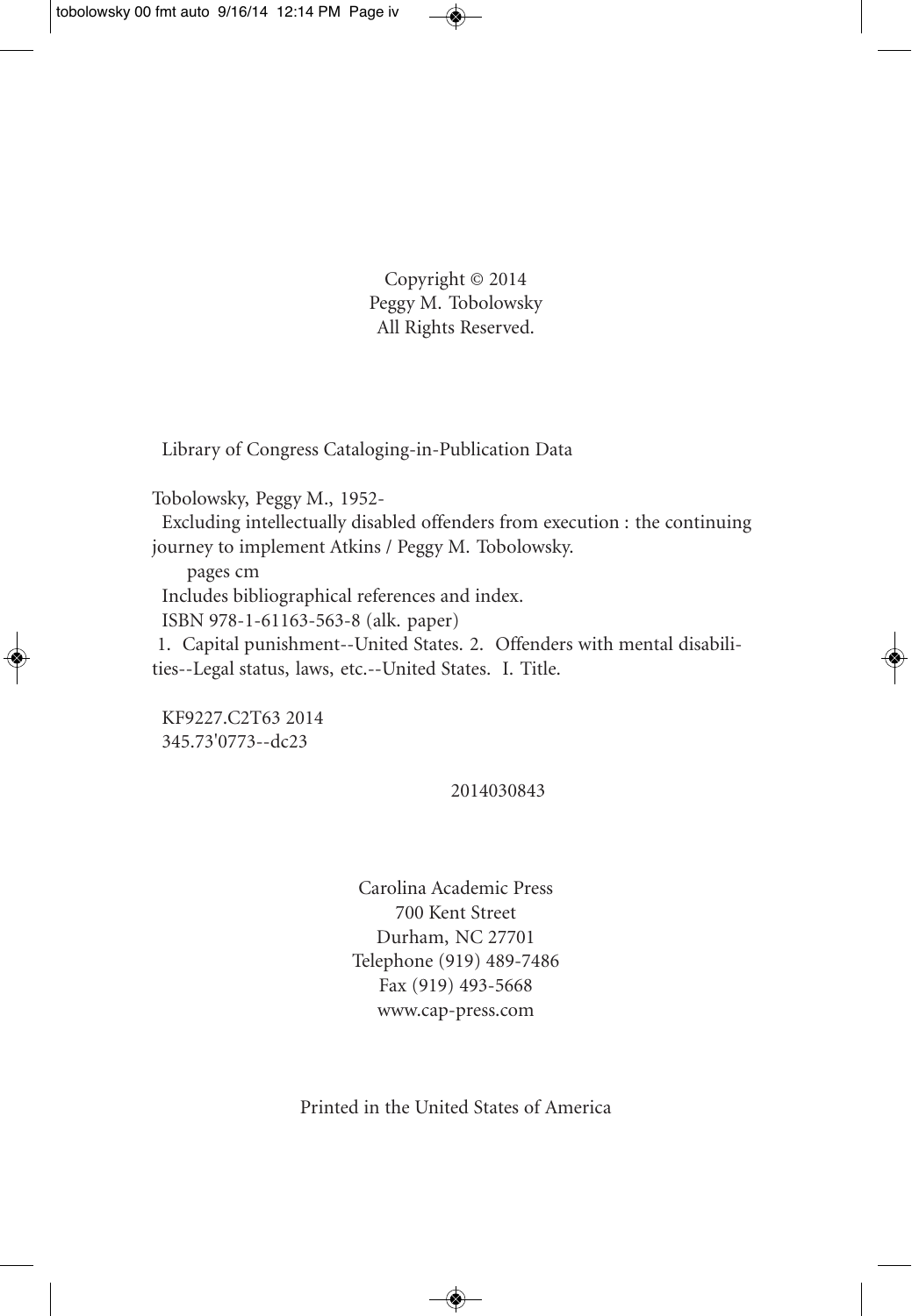Copyright © 2014
Peggy M. Tobolowsky
All Rights Reserved.

Library of Congress Cataloging-in-Publication Data

Tobolowsky, Peggy M., 1952-
Excluding intellectually disabled offenders from execution : the continuing journey to implement Atkins / Peggy M. Tobolowsky.
pages cm
Includes bibliographical references and index.
ISBN 978-1-61163-563-8 (alk. paper)
1. Capital punishment--United States. 2. Offenders with mental disabilities--Legal status, laws, etc.--United States. I. Title.

KF9227.C2T63 2014
345.73'0773--dc23

2014030843

Carolina Academic Press
700 Kent Street
Durham, NC 27701
Telephone (919) 489-7486
Fax (919) 493-5668
www.cap-press.com

Printed in the United States of America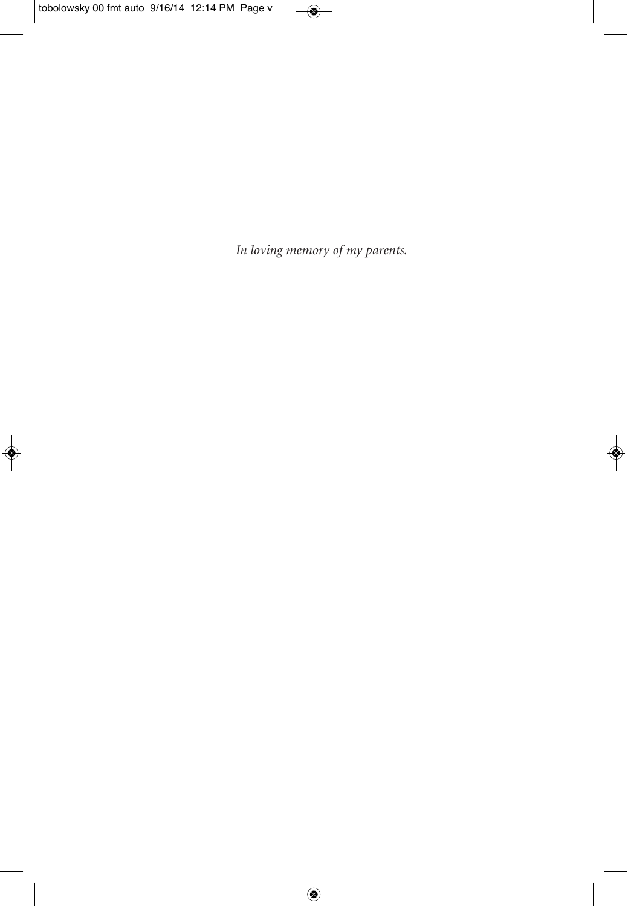*In loving memory of my parents.*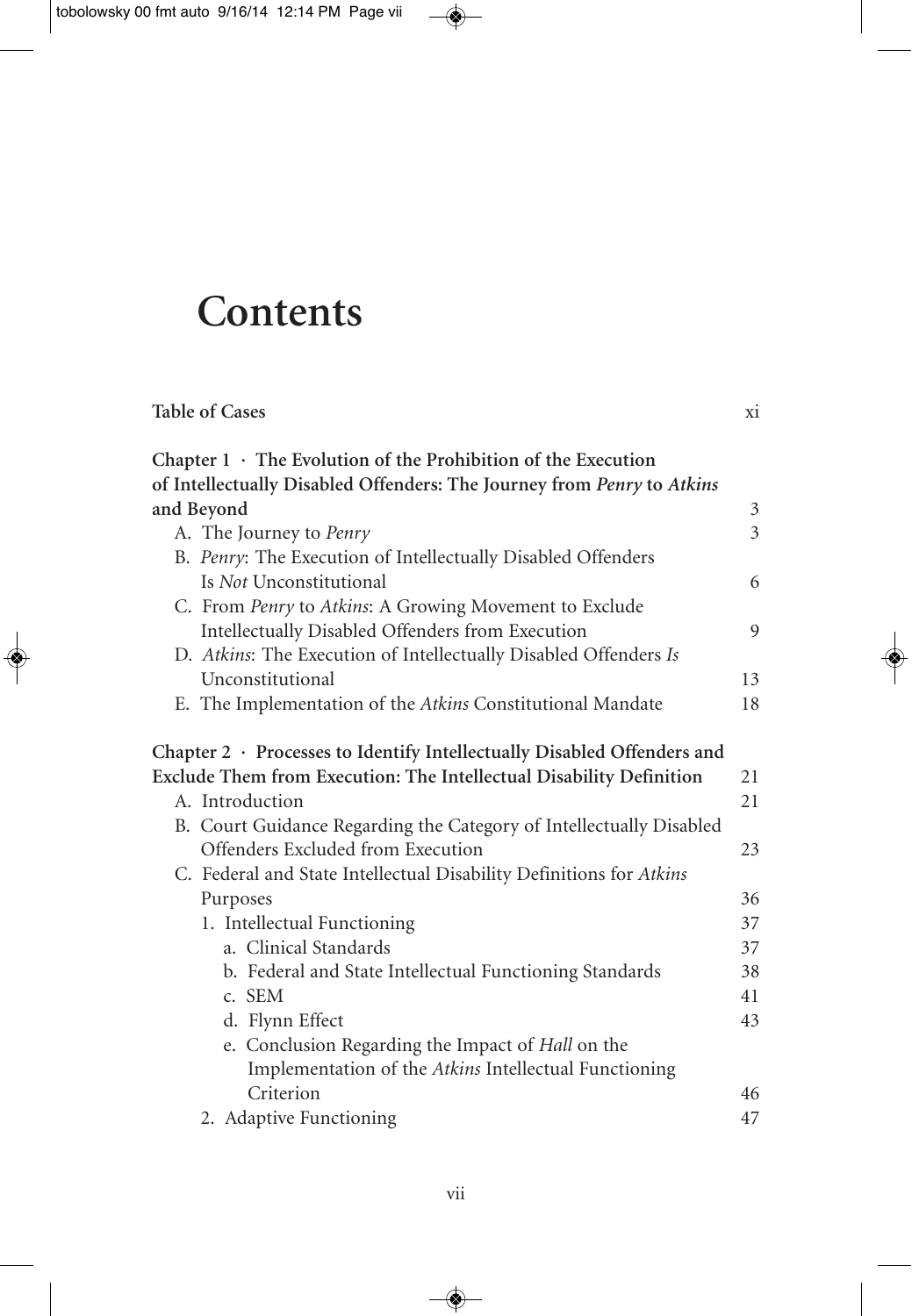# Contents

Table of Cases xi

**Chapter 1 · The Evolution of the Prohibition of the Execution of Intellectually Disabled Offenders: The Journey from *Penry* to *Atkins* and Beyond** 3

- A. The Journey to *Penry* 3
- B. *Penry*: The Execution of Intellectually Disabled Offenders Is *Not* Unconstitutional 6
- C. From *Penry* to *Atkins*: A Growing Movement to Exclude Intellectually Disabled Offenders from Execution 9
- D. *Atkins*: The Execution of Intellectually Disabled Offenders *Is* Unconstitutional 13
- E. The Implementation of the *Atkins* Constitutional Mandate 18

**Chapter 2 · Processes to Identify Intellectually Disabled Offenders and Exclude Them from Execution: The Intellectual Disability Definition** 21

- A. Introduction 21
- B. Court Guidance Regarding the Category of Intellectually Disabled Offenders Excluded from Execution 23
- C. Federal and State Intellectual Disability Definitions for *Atkins* Purposes 36
  - 1. Intellectual Functioning 37
    - a. Clinical Standards 37
    - b. Federal and State Intellectual Functioning Standards 38
    - c. SEM 41
    - d. Flynn Effect 43
    - e. Conclusion Regarding the Impact of *Hall* on the Implementation of the *Atkins* Intellectual Functioning Criterion 46
  - 2. Adaptive Functioning 47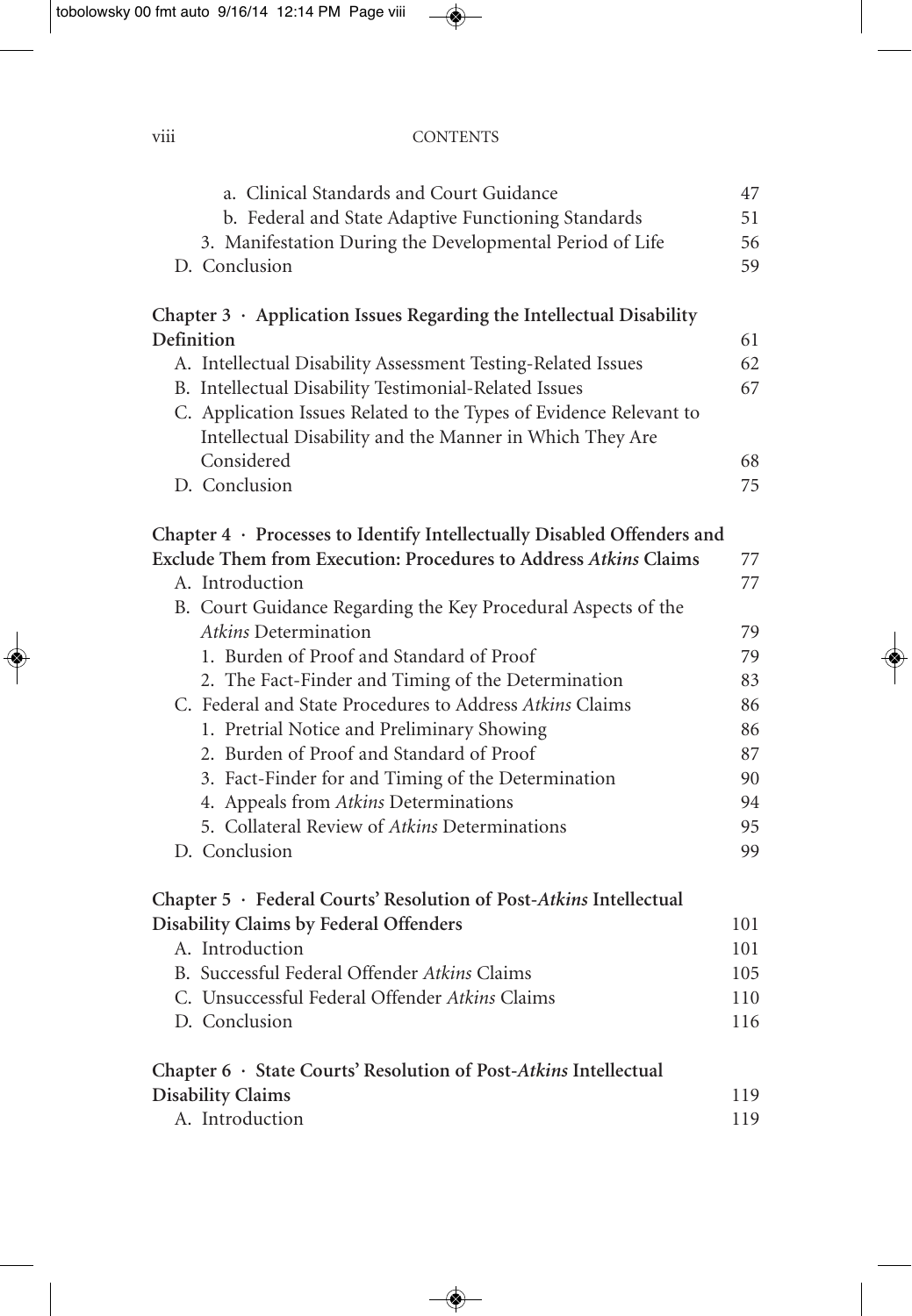a. Clinical Standards and Court Guidance 47

b. Federal and State Adaptive Functioning Standards 51

3. Manifestation During the Developmental Period of Life 56

D. Conclusion 59

**Chapter 3 · Application Issues Regarding the Intellectual Disability Definition** 61

A. Intellectual Disability Assessment Testing-Related Issues 62

B. Intellectual Disability Testimonial-Related Issues 67

C. Application Issues Related to the Types of Evidence Relevant to Intellectual Disability and the Manner in Which They Are Considered 68

D. Conclusion 75

**Chapter 4 · Processes to Identify Intellectually Disabled Offenders and Exclude Them from Execution: Procedures to Address *Atkins* Claims** 77

A. Introduction 77

B. Court Guidance Regarding the Key Procedural Aspects of the *Atkins* Determination 79

1. Burden of Proof and Standard of Proof 79

2. The Fact-Finder and Timing of the Determination 83

C. Federal and State Procedures to Address *Atkins* Claims 86

1. Pretrial Notice and Preliminary Showing 86

2. Burden of Proof and Standard of Proof 87

3. Fact-Finder for and Timing of the Determination 90

4. Appeals from *Atkins* Determinations 94

5. Collateral Review of *Atkins* Determinations 95

D. Conclusion 99

**Chapter 5 · Federal Courts' Resolution of Post-*Atkins* Intellectual Disability Claims by Federal Offenders** 101

A. Introduction 101

B. Successful Federal Offender *Atkins* Claims 105

C. Unsuccessful Federal Offender *Atkins* Claims 110

D. Conclusion 116

**Chapter 6 · State Courts' Resolution of Post-*Atkins* Intellectual Disability Claims** 119

A. Introduction 119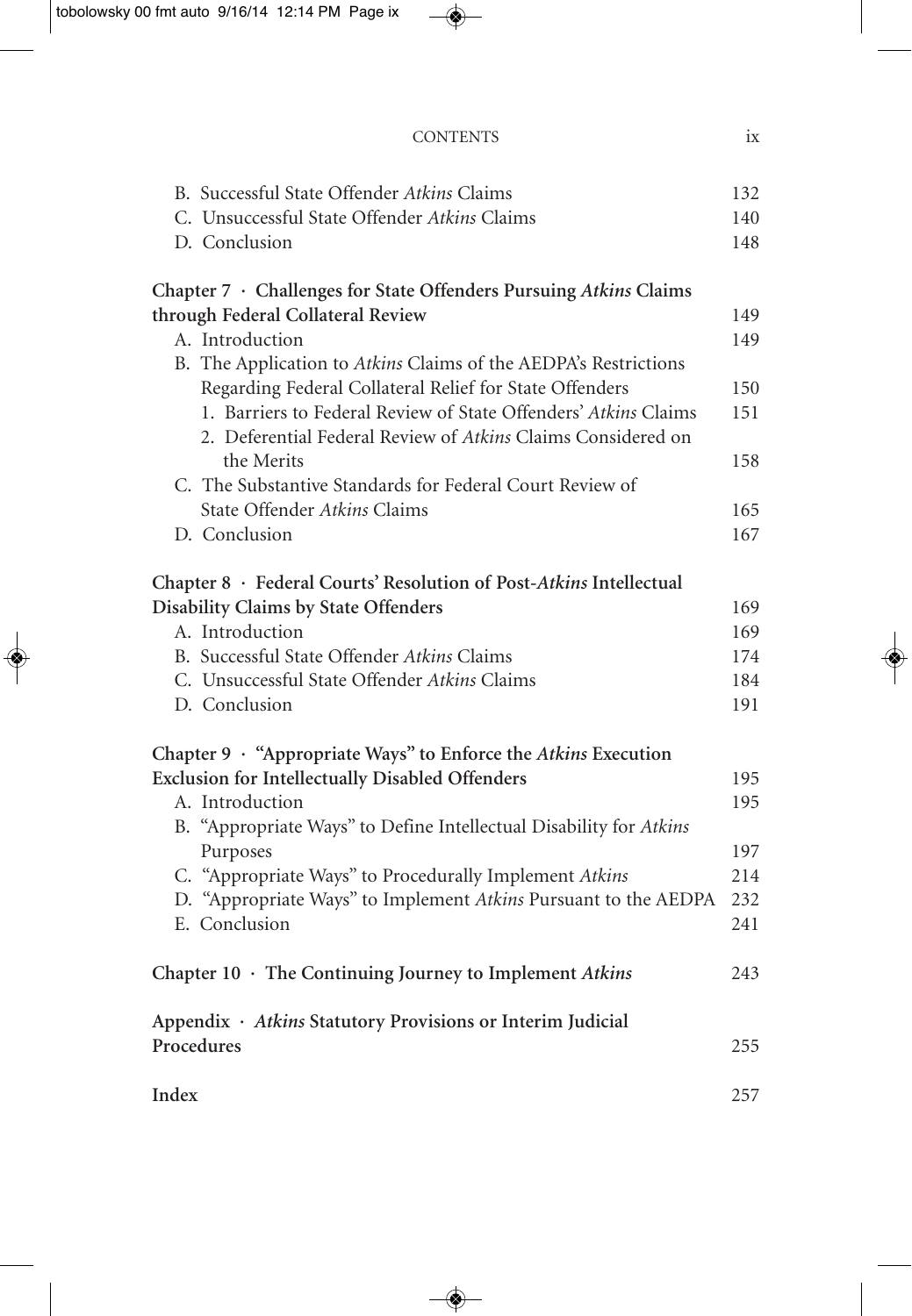B. Successful State Offender *Atkins* Claims 132
C. Unsuccessful State Offender *Atkins* Claims 140
D. Conclusion 148

**Chapter 7 · Challenges for State Offenders Pursuing *Atkins* Claims through Federal Collateral Review** 149
A. Introduction 149
B. The Application to *Atkins* Claims of the AEDPA's Restrictions Regarding Federal Collateral Relief for State Offenders 150
1. Barriers to Federal Review of State Offenders' *Atkins* Claims 151
2. Deferential Federal Review of *Atkins* Claims Considered on the Merits 158
C. The Substantive Standards for Federal Court Review of State Offender *Atkins* Claims 165
D. Conclusion 167

**Chapter 8 · Federal Courts' Resolution of Post-*Atkins* Intellectual Disability Claims by State Offenders** 169
A. Introduction 169
B. Successful State Offender *Atkins* Claims 174
C. Unsuccessful State Offender *Atkins* Claims 184
D. Conclusion 191

**Chapter 9 · "Appropriate Ways" to Enforce the *Atkins* Execution Exclusion for Intellectually Disabled Offenders** 195
A. Introduction 195
B. "Appropriate Ways" to Define Intellectual Disability for *Atkins* Purposes 197
C. "Appropriate Ways" to Procedurally Implement *Atkins* 214
D. "Appropriate Ways" to Implement *Atkins* Pursuant to the AEDPA 232
E. Conclusion 241

**Chapter 10 · The Continuing Journey to Implement *Atkins*** 243

**Appendix · *Atkins* Statutory Provisions or Interim Judicial Procedures** 255

**Index** 257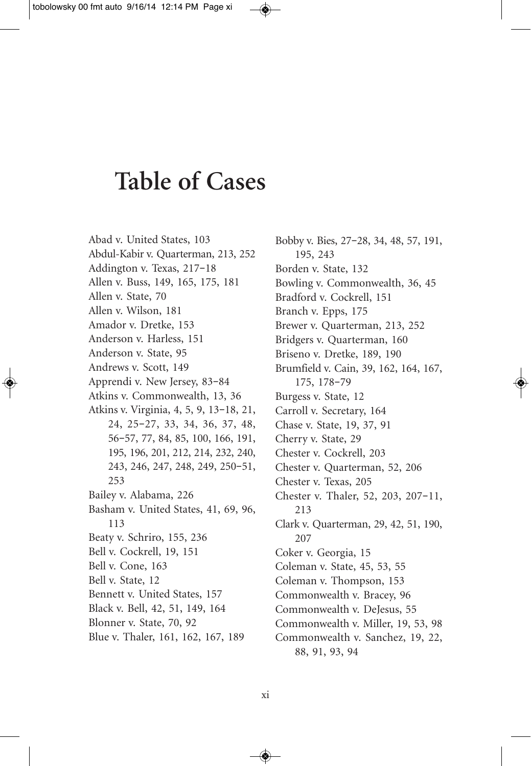# Table of Cases

Abad v. United States, 103
Abdul-Kabir v. Quarterman, 213, 252
Addington v. Texas, 217–18
Allen v. Buss, 149, 165, 175, 181
Allen v. State, 70
Allen v. Wilson, 181
Amador v. Dretke, 153
Anderson v. Harless, 151
Anderson v. State, 95
Andrews v. Scott, 149
Apprendi v. New Jersey, 83–84
Atkins v. Commonwealth, 13, 36
Atkins v. Virginia, 4, 5, 9, 13–18, 21, 24, 25–27, 33, 34, 36, 37, 48, 56–57, 77, 84, 85, 100, 166, 191, 195, 196, 201, 212, 214, 232, 240, 243, 246, 247, 248, 249, 250–51, 253
Bailey v. Alabama, 226
Basham v. United States, 41, 69, 96, 113
Beaty v. Schriro, 155, 236
Bell v. Cockrell, 19, 151
Bell v. Cone, 163
Bell v. State, 12
Bennett v. United States, 157
Black v. Bell, 42, 51, 149, 164
Blonner v. State, 70, 92
Blue v. Thaler, 161, 162, 167, 189
Bobby v. Bies, 27–28, 34, 48, 57, 191, 195, 243
Borden v. State, 132
Bowling v. Commonwealth, 36, 45
Bradford v. Cockrell, 151
Branch v. Epps, 175
Brewer v. Quarterman, 213, 252
Bridgers v. Quarterman, 160
Briseno v. Dretke, 189, 190
Brumfield v. Cain, 39, 162, 164, 167, 175, 178–79
Burgess v. State, 12
Carroll v. Secretary, 164
Chase v. State, 19, 37, 91
Cherry v. State, 29
Chester v. Cockrell, 203
Chester v. Quarterman, 52, 206
Chester v. Texas, 205
Chester v. Thaler, 52, 203, 207–11, 213
Clark v. Quarterman, 29, 42, 51, 190, 207
Coker v. Georgia, 15
Coleman v. State, 45, 53, 55
Coleman v. Thompson, 153
Commonwealth v. Bracey, 96
Commonwealth v. DeJesus, 55
Commonwealth v. Miller, 19, 53, 98
Commonwealth v. Sanchez, 19, 22, 88, 91, 93, 94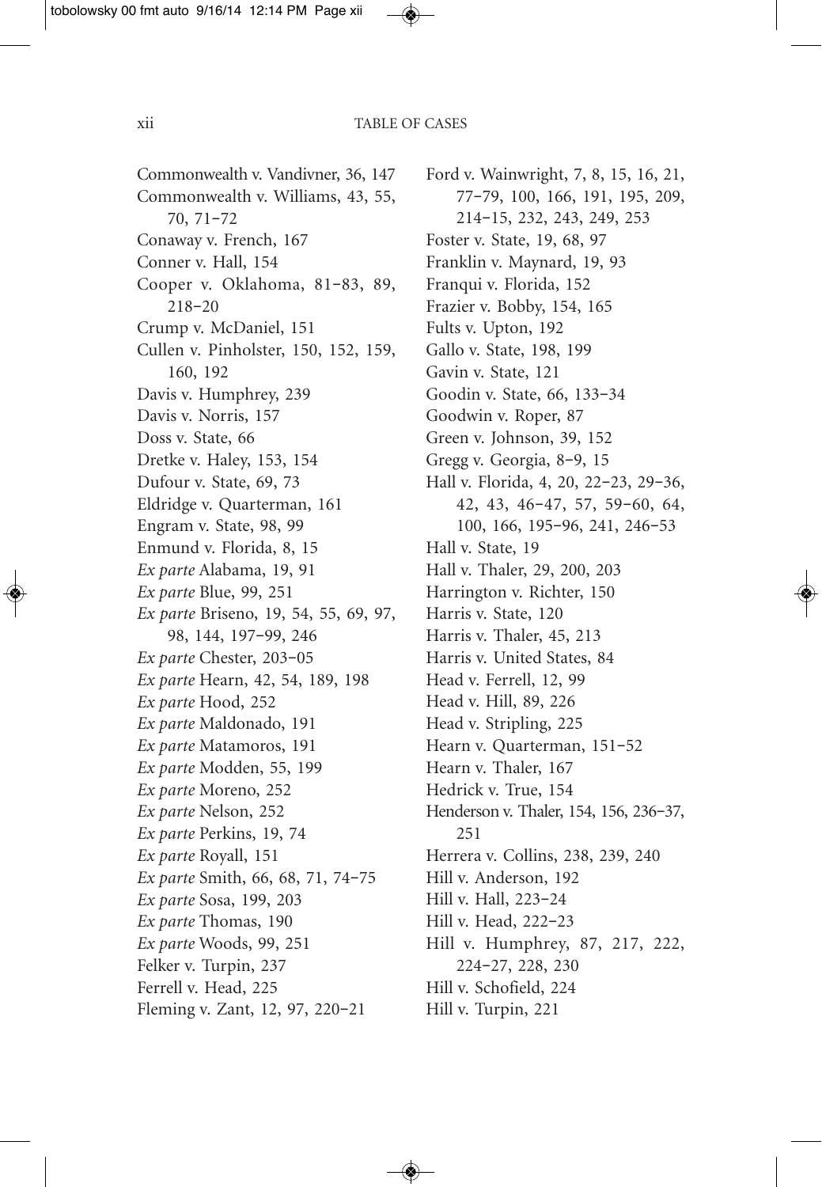Commonwealth v. Vandivner, 36, 147

Commonwealth v. Williams, 43, 55, 70, 71–72

Conaway v. French, 167

Conner v. Hall, 154

Cooper v. Oklahoma, 81–83, 89, 218–20

Crump v. McDaniel, 151

Cullen v. Pinholster, 150, 152, 159, 160, 192

Davis v. Humphrey, 239

Davis v. Norris, 157

Doss v. State, 66

Dretke v. Haley, 153, 154

Dufour v. State, 69, 73

Eldridge v. Quarterman, 161

Engram v. State, 98, 99

Enmund v. Florida, 8, 15

*Ex parte* Alabama, 19, 91

*Ex parte* Blue, 99, 251

*Ex parte* Briseno, 19, 54, 55, 69, 97, 98, 144, 197–99, 246

*Ex parte* Chester, 203–05

*Ex parte* Hearn, 42, 54, 189, 198

*Ex parte* Hood, 252

*Ex parte* Maldonado, 191

*Ex parte* Matamoros, 191

*Ex parte* Modden, 55, 199

*Ex parte* Moreno, 252

*Ex parte* Nelson, 252

*Ex parte* Perkins, 19, 74

*Ex parte* Royall, 151

*Ex parte* Smith, 66, 68, 71, 74–75

*Ex parte* Sosa, 199, 203

*Ex parte* Thomas, 190

*Ex parte* Woods, 99, 251

Felker v. Turpin, 237

Ferrell v. Head, 225

Fleming v. Zant, 12, 97, 220–21

Ford v. Wainwright, 7, 8, 15, 16, 21, 77–79, 100, 166, 191, 195, 209, 214–15, 232, 243, 249, 253

Foster v. State, 19, 68, 97

Franklin v. Maynard, 19, 93

Franqui v. Florida, 152

Frazier v. Bobby, 154, 165

Fults v. Upton, 192

Gallo v. State, 198, 199

Gavin v. State, 121

Goodin v. State, 66, 133–34

Goodwin v. Roper, 87

Green v. Johnson, 39, 152

Gregg v. Georgia, 8–9, 15

Hall v. Florida, 4, 20, 22–23, 29–36, 42, 43, 46–47, 57, 59–60, 64, 100, 166, 195–96, 241, 246–53

Hall v. State, 19

Hall v. Thaler, 29, 200, 203

Harrington v. Richter, 150

Harris v. State, 120

Harris v. Thaler, 45, 213

Harris v. United States, 84

Head v. Ferrell, 12, 99

Head v. Hill, 89, 226

Head v. Stripling, 225

Hearn v. Quarterman, 151–52

Hearn v. Thaler, 167

Hedrick v. True, 154

Henderson v. Thaler, 154, 156, 236–37, 251

Herrera v. Collins, 238, 239, 240

Hill v. Anderson, 192

Hill v. Hall, 223–24

Hill v. Head, 222–23

Hill v. Humphrey, 87, 217, 222, 224–27, 228, 230

Hill v. Schofield, 224

Hill v. Turpin, 221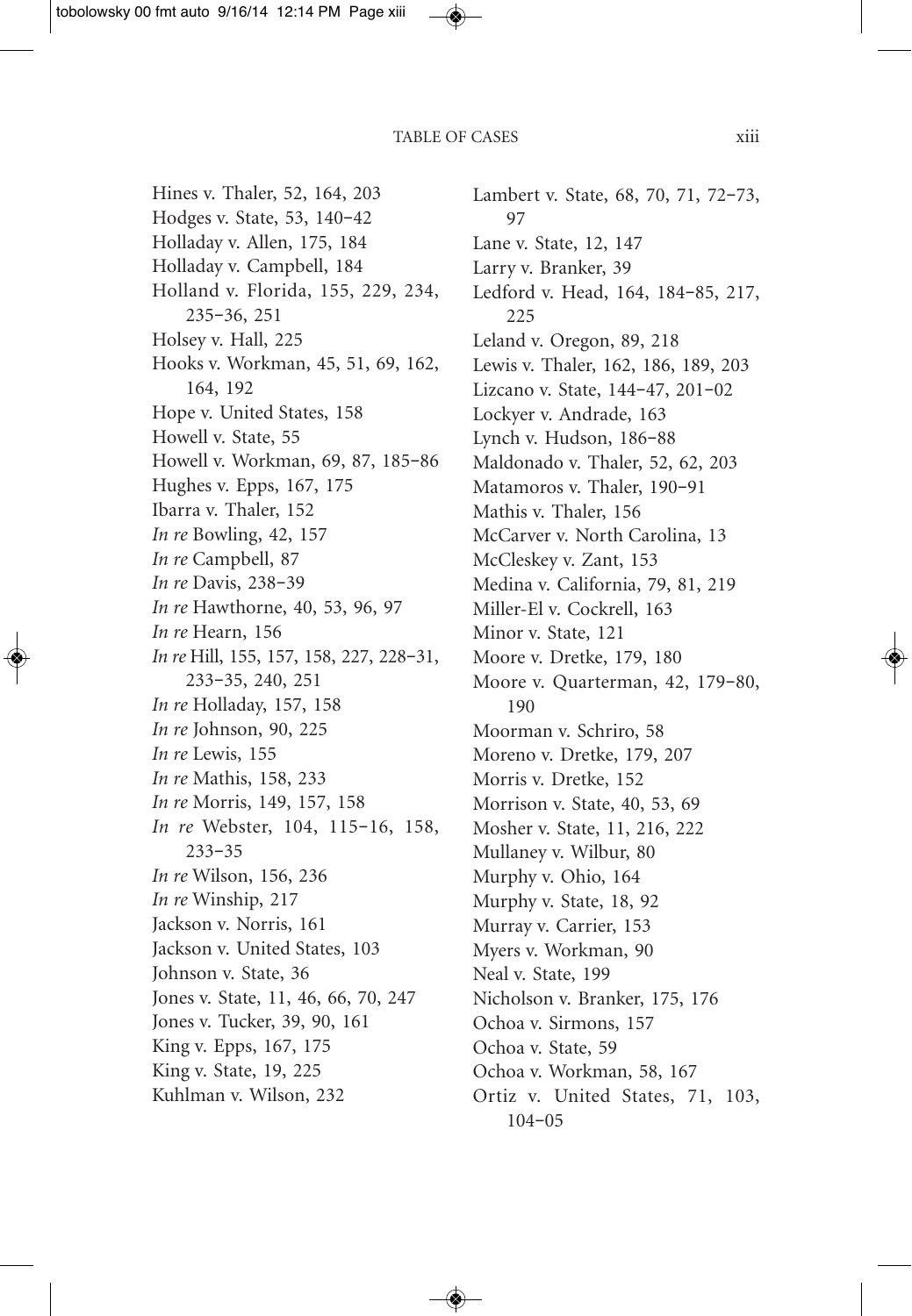Hines v. Thaler, 52, 164, 203
Hodges v. State, 53, 140–42
Holladay v. Allen, 175, 184
Holladay v. Campbell, 184
Holland v. Florida, 155, 229, 234, 235–36, 251
Holsey v. Hall, 225
Hooks v. Workman, 45, 51, 69, 162, 164, 192
Hope v. United States, 158
Howell v. State, 55
Howell v. Workman, 69, 87, 185–86
Hughes v. Epps, 167, 175
Ibarra v. Thaler, 152
*In re* Bowling, 42, 157
*In re* Campbell, 87
*In re* Davis, 238–39
*In re* Hawthorne, 40, 53, 96, 97
*In re* Hearn, 156
*In re* Hill, 155, 157, 158, 227, 228–31, 233–35, 240, 251
*In re* Holladay, 157, 158
*In re* Johnson, 90, 225
*In re* Lewis, 155
*In re* Mathis, 158, 233
*In re* Morris, 149, 157, 158
*In re* Webster, 104, 115–16, 158, 233–35
*In re* Wilson, 156, 236
*In re* Winship, 217
Jackson v. Norris, 161
Jackson v. United States, 103
Johnson v. State, 36
Jones v. State, 11, 46, 66, 70, 247
Jones v. Tucker, 39, 90, 161
King v. Epps, 167, 175
King v. State, 19, 225
Kuhlman v. Wilson, 232
Lambert v. State, 68, 70, 71, 72–73, 97
Lane v. State, 12, 147
Larry v. Branker, 39
Ledford v. Head, 164, 184–85, 217, 225
Leland v. Oregon, 89, 218
Lewis v. Thaler, 162, 186, 189, 203
Lizcano v. State, 144–47, 201–02
Lockyer v. Andrade, 163
Lynch v. Hudson, 186–88
Maldonado v. Thaler, 52, 62, 203
Matamoros v. Thaler, 190–91
Mathis v. Thaler, 156
McCarver v. North Carolina, 13
McCleskey v. Zant, 153
Medina v. California, 79, 81, 219
Miller-El v. Cockrell, 163
Minor v. State, 121
Moore v. Dretke, 179, 180
Moore v. Quarterman, 42, 179–80, 190
Moorman v. Schriro, 58
Moreno v. Dretke, 179, 207
Morris v. Dretke, 152
Morrison v. State, 40, 53, 69
Mosher v. State, 11, 216, 222
Mullaney v. Wilbur, 80
Murphy v. Ohio, 164
Murphy v. State, 18, 92
Murray v. Carrier, 153
Myers v. Workman, 90
Neal v. State, 199
Nicholson v. Branker, 175, 176
Ochoa v. Sirmons, 157
Ochoa v. State, 59
Ochoa v. Workman, 58, 167
Ortiz v. United States, 71, 103, 104–05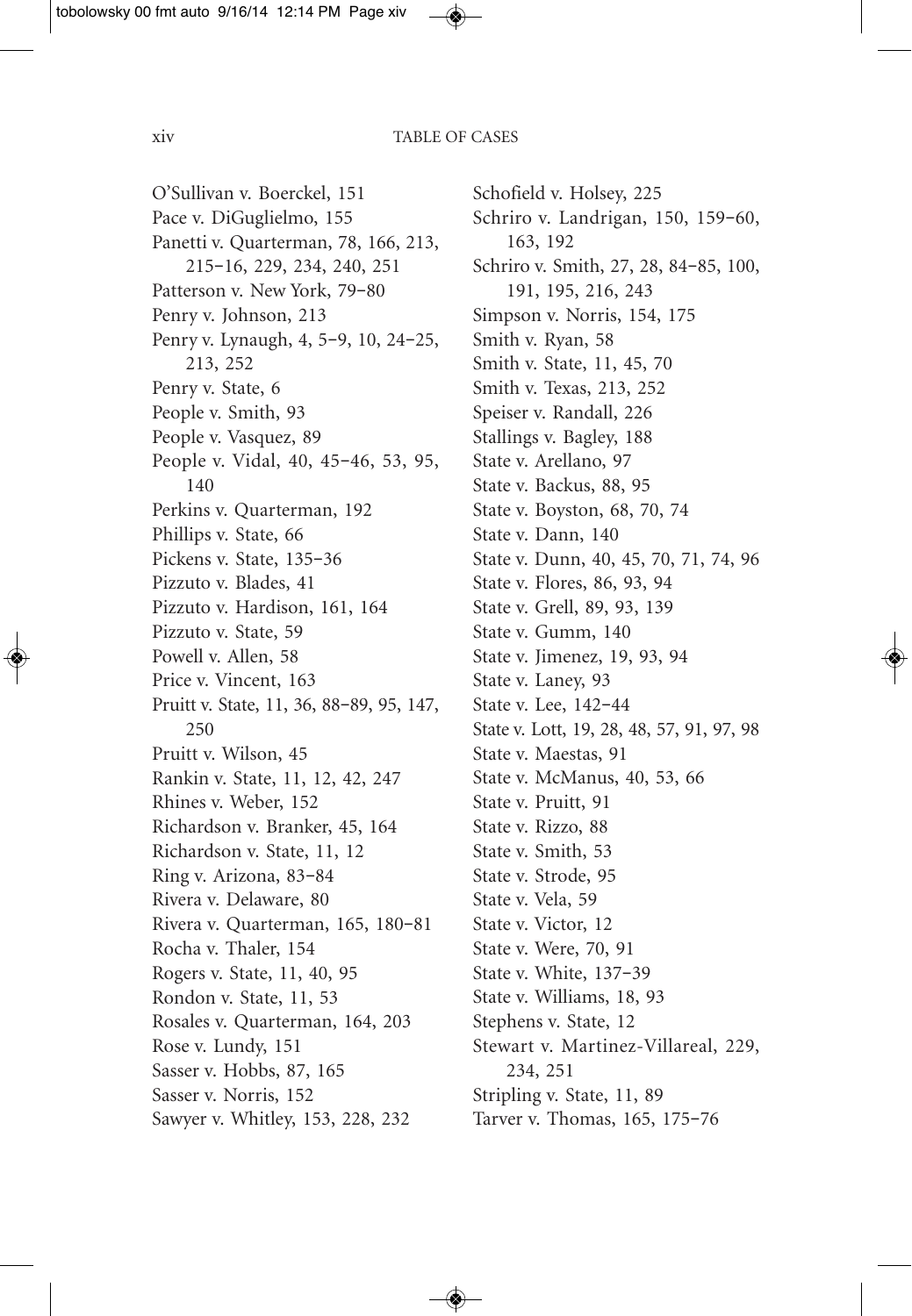O'Sullivan v. Boerckel, 151
Pace v. DiGuglielmo, 155
Panetti v. Quarterman, 78, 166, 213, 215–16, 229, 234, 240, 251
Patterson v. New York, 79–80
Penry v. Johnson, 213
Penry v. Lynaugh, 4, 5–9, 10, 24–25, 213, 252
Penry v. State, 6
People v. Smith, 93
People v. Vasquez, 89
People v. Vidal, 40, 45–46, 53, 95, 140
Perkins v. Quarterman, 192
Phillips v. State, 66
Pickens v. State, 135–36
Pizzuto v. Blades, 41
Pizzuto v. Hardison, 161, 164
Pizzuto v. State, 59
Powell v. Allen, 58
Price v. Vincent, 163
Pruitt v. State, 11, 36, 88–89, 95, 147, 250
Pruitt v. Wilson, 45
Rankin v. State, 11, 12, 42, 247
Rhines v. Weber, 152
Richardson v. Branker, 45, 164
Richardson v. State, 11, 12
Ring v. Arizona, 83–84
Rivera v. Delaware, 80
Rivera v. Quarterman, 165, 180–81
Rocha v. Thaler, 154
Rogers v. State, 11, 40, 95
Rondon v. State, 11, 53
Rosales v. Quarterman, 164, 203
Rose v. Lundy, 151
Sasser v. Hobbs, 87, 165
Sasser v. Norris, 152
Sawyer v. Whitley, 153, 228, 232
Schofield v. Holsey, 225
Schriro v. Landrigan, 150, 159–60, 163, 192
Schriro v. Smith, 27, 28, 84–85, 100, 191, 195, 216, 243
Simpson v. Norris, 154, 175
Smith v. Ryan, 58
Smith v. State, 11, 45, 70
Smith v. Texas, 213, 252
Speiser v. Randall, 226
Stallings v. Bagley, 188
State v. Arellano, 97
State v. Backus, 88, 95
State v. Boyston, 68, 70, 74
State v. Dann, 140
State v. Dunn, 40, 45, 70, 71, 74, 96
State v. Flores, 86, 93, 94
State v. Grell, 89, 93, 139
State v. Gumm, 140
State v. Jimenez, 19, 93, 94
State v. Laney, 93
State v. Lee, 142–44
State v. Lott, 19, 28, 48, 57, 91, 97, 98
State v. Maestas, 91
State v. McManus, 40, 53, 66
State v. Pruitt, 91
State v. Rizzo, 88
State v. Smith, 53
State v. Strode, 95
State v. Vela, 59
State v. Victor, 12
State v. Were, 70, 91
State v. White, 137–39
State v. Williams, 18, 93
Stephens v. State, 12
Stewart v. Martinez-Villareal, 229, 234, 251
Stripling v. State, 11, 89
Tarver v. Thomas, 165, 175–76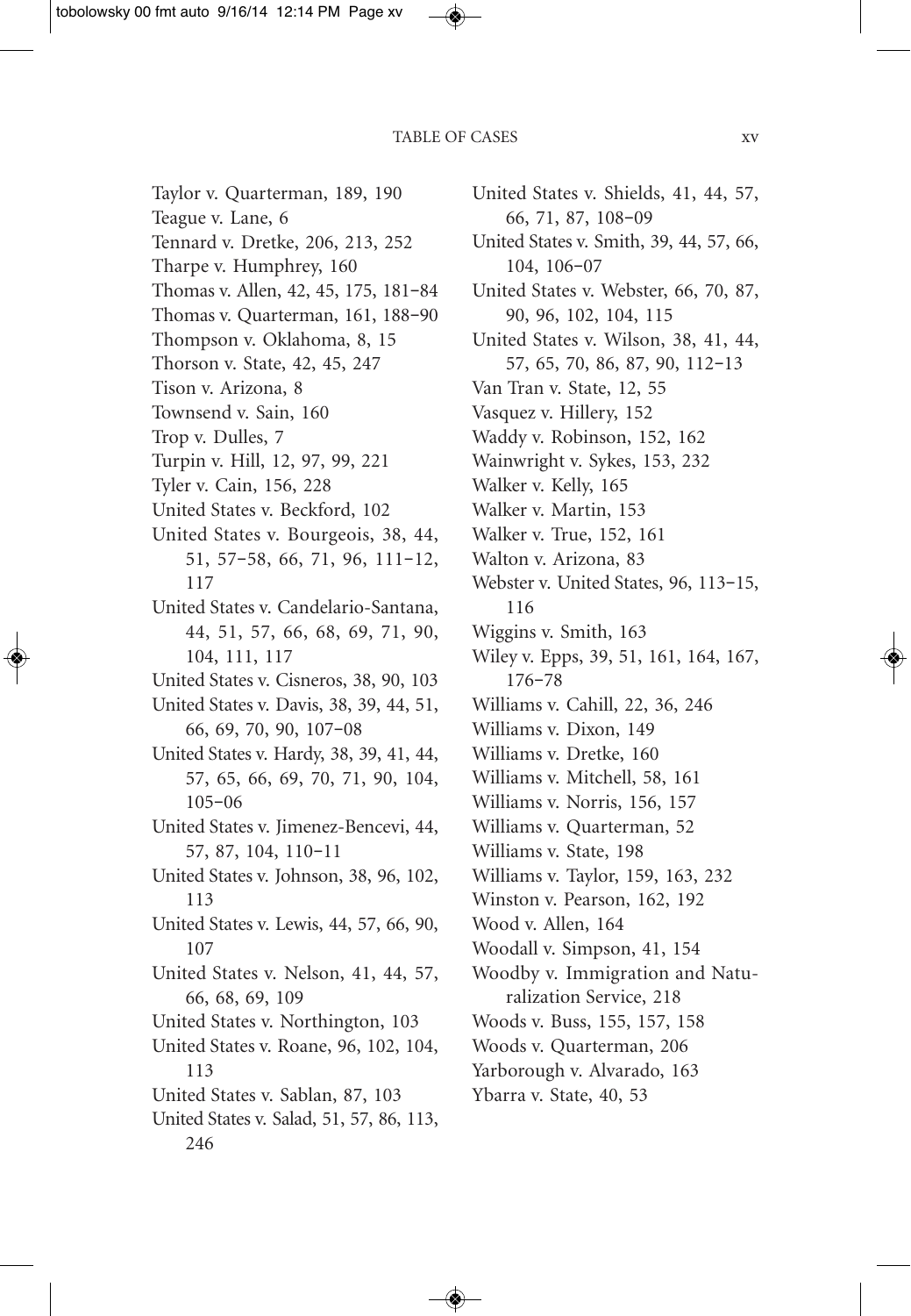Taylor v. Quarterman, 189, 190
Teague v. Lane, 6
Tennard v. Dretke, 206, 213, 252
Tharpe v. Humphrey, 160
Thomas v. Allen, 42, 45, 175, 181–84
Thomas v. Quarterman, 161, 188–90
Thompson v. Oklahoma, 8, 15
Thorson v. State, 42, 45, 247
Tison v. Arizona, 8
Townsend v. Sain, 160
Trop v. Dulles, 7
Turpin v. Hill, 12, 97, 99, 221
Tyler v. Cain, 156, 228
United States v. Beckford, 102
United States v. Bourgeois, 38, 44, 51, 57–58, 66, 71, 96, 111–12, 117
United States v. Candelario-Santana, 44, 51, 57, 66, 68, 69, 71, 90, 104, 111, 117
United States v. Cisneros, 38, 90, 103
United States v. Davis, 38, 39, 44, 51, 66, 69, 70, 90, 107–08
United States v. Hardy, 38, 39, 41, 44, 57, 65, 66, 69, 70, 71, 90, 104, 105–06
United States v. Jimenez-Bencevi, 44, 57, 87, 104, 110–11
United States v. Johnson, 38, 96, 102, 113
United States v. Lewis, 44, 57, 66, 90, 107
United States v. Nelson, 41, 44, 57, 66, 68, 69, 109
United States v. Northington, 103
United States v. Roane, 96, 102, 104, 113
United States v. Sablan, 87, 103
United States v. Salad, 51, 57, 86, 113, 246
United States v. Shields, 41, 44, 57, 66, 71, 87, 108–09
United States v. Smith, 39, 44, 57, 66, 104, 106–07
United States v. Webster, 66, 70, 87, 90, 96, 102, 104, 115
United States v. Wilson, 38, 41, 44, 57, 65, 70, 86, 87, 90, 112–13
Van Tran v. State, 12, 55
Vasquez v. Hillery, 152
Waddy v. Robinson, 152, 162
Wainwright v. Sykes, 153, 232
Walker v. Kelly, 165
Walker v. Martin, 153
Walker v. True, 152, 161
Walton v. Arizona, 83
Webster v. United States, 96, 113–15, 116
Wiggins v. Smith, 163
Wiley v. Epps, 39, 51, 161, 164, 167, 176–78
Williams v. Cahill, 22, 36, 246
Williams v. Dixon, 149
Williams v. Dretke, 160
Williams v. Mitchell, 58, 161
Williams v. Norris, 156, 157
Williams v. Quarterman, 52
Williams v. State, 198
Williams v. Taylor, 159, 163, 232
Winston v. Pearson, 162, 192
Wood v. Allen, 164
Woodall v. Simpson, 41, 154
Woodby v. Immigration and Naturalization Service, 218
Woods v. Buss, 155, 157, 158
Woods v. Quarterman, 206
Yarborough v. Alvarado, 163
Ybarra v. State, 40, 53